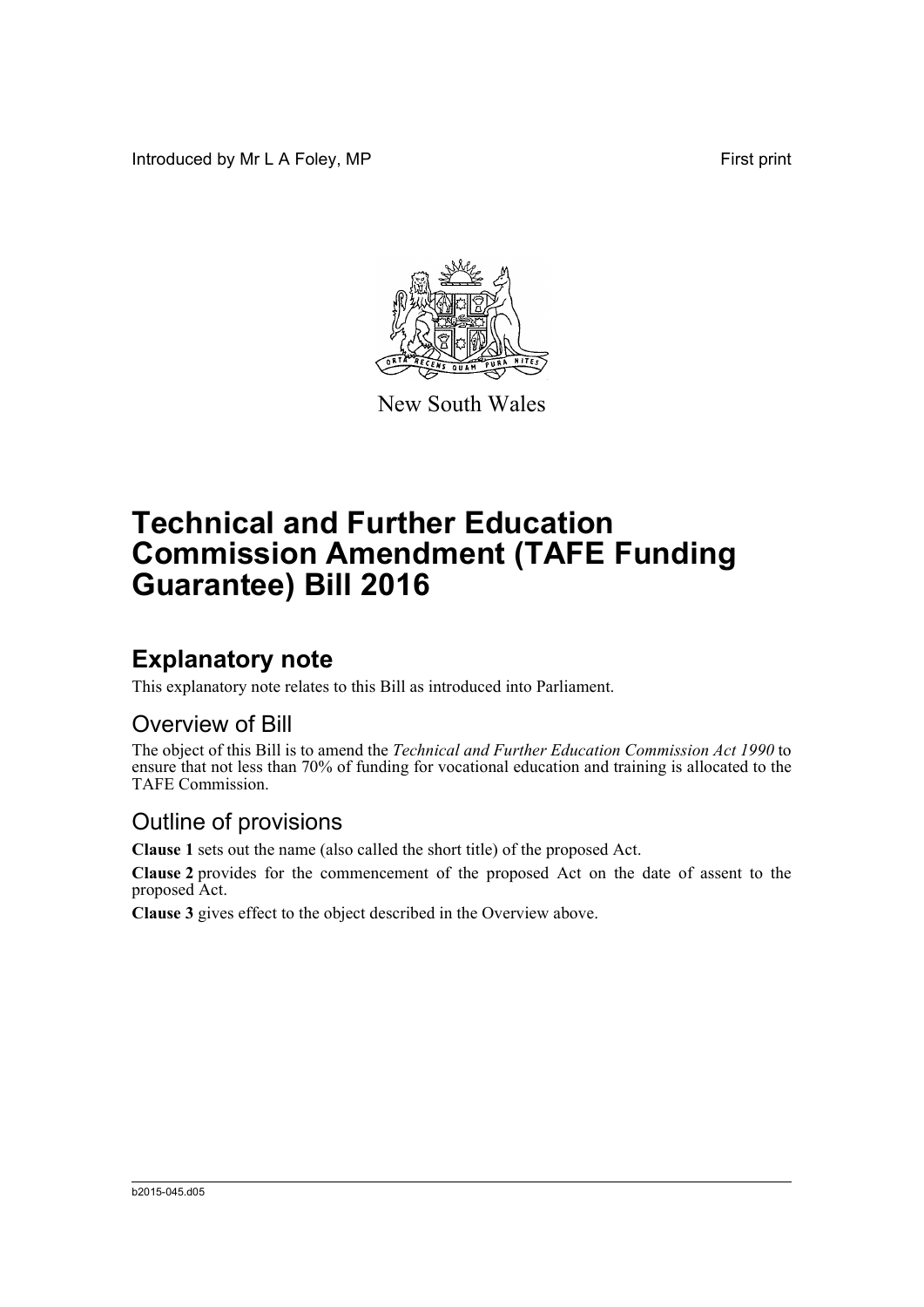Introduced by Mr L A Foley, MP First print

New South Wales

# Technical and Further Education Commission Amendment (TAFE Funding Guarantee) Bill 2016

## Explanatory note

This explanatory note relates to this Bill as introduced into Parliament.

### Overview of Bill

The object of this Bill is to amend the *Technical and Further Education Commission Act 1990* to ensure that not less than 70% of funding for vocational education and training is allocated to the TAFE Commission.

### Outline of provisions

**Clause 1** sets out the name (also called the short title) of the proposed Act.

**Clause 2** provides for the commencement of the proposed Act on the date of assent to the proposed Act.

**Clause 3** gives effect to the object described in the Overview above.

b2015-045.d05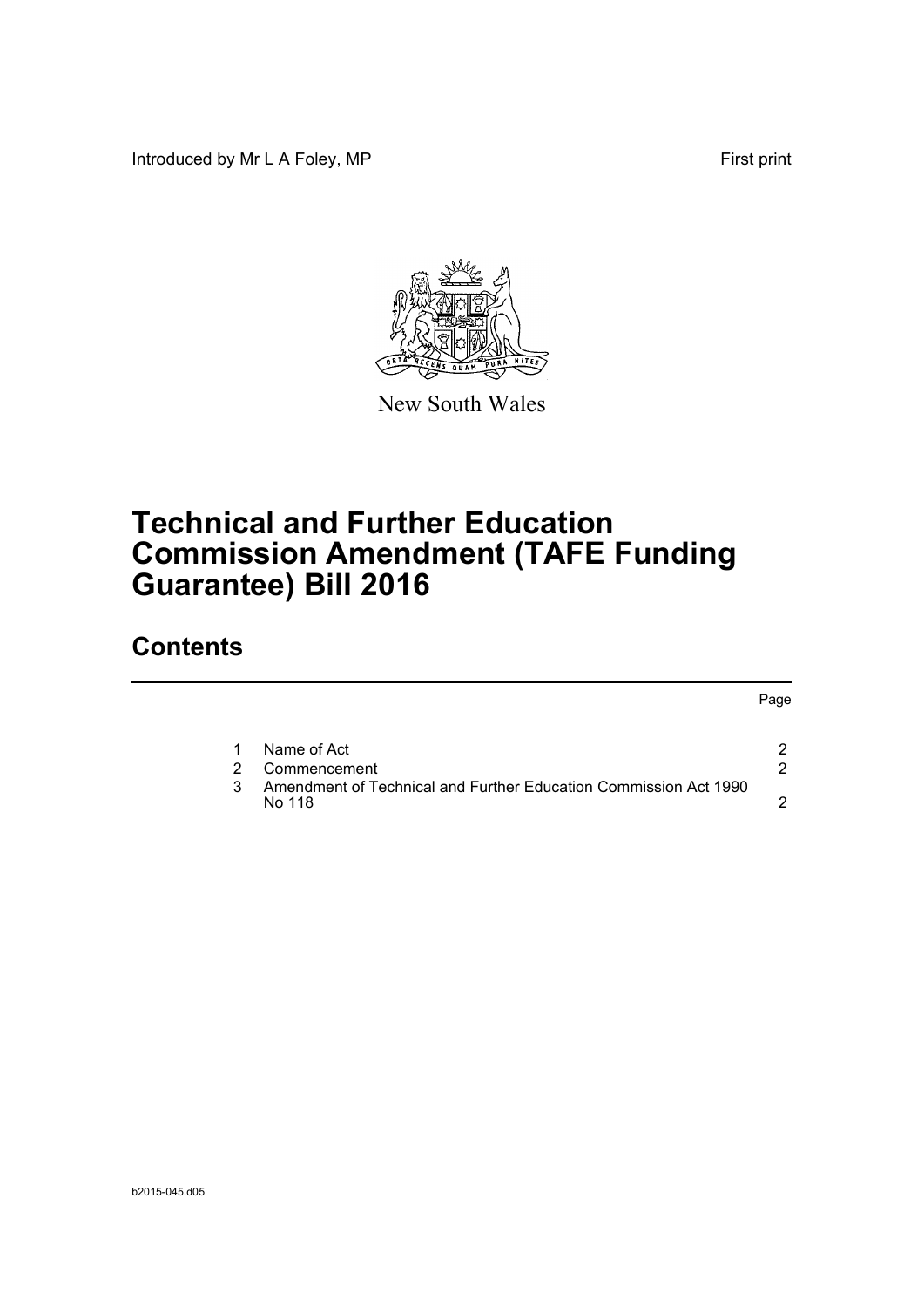Introduced by Mr L A Foley, MP First print

New South Wales

# Technical and Further Education Commission Amendment (TAFE Funding Guarantee) Bill 2016

## Contents

| | | Page |
|---|---|---|
| 1 | Name of Act | 2 |
| 2 | Commencement | 2 |
| 3 | Amendment of Technical and Further Education Commission Act 1990 No 118 | 2 |

b2015-045.d05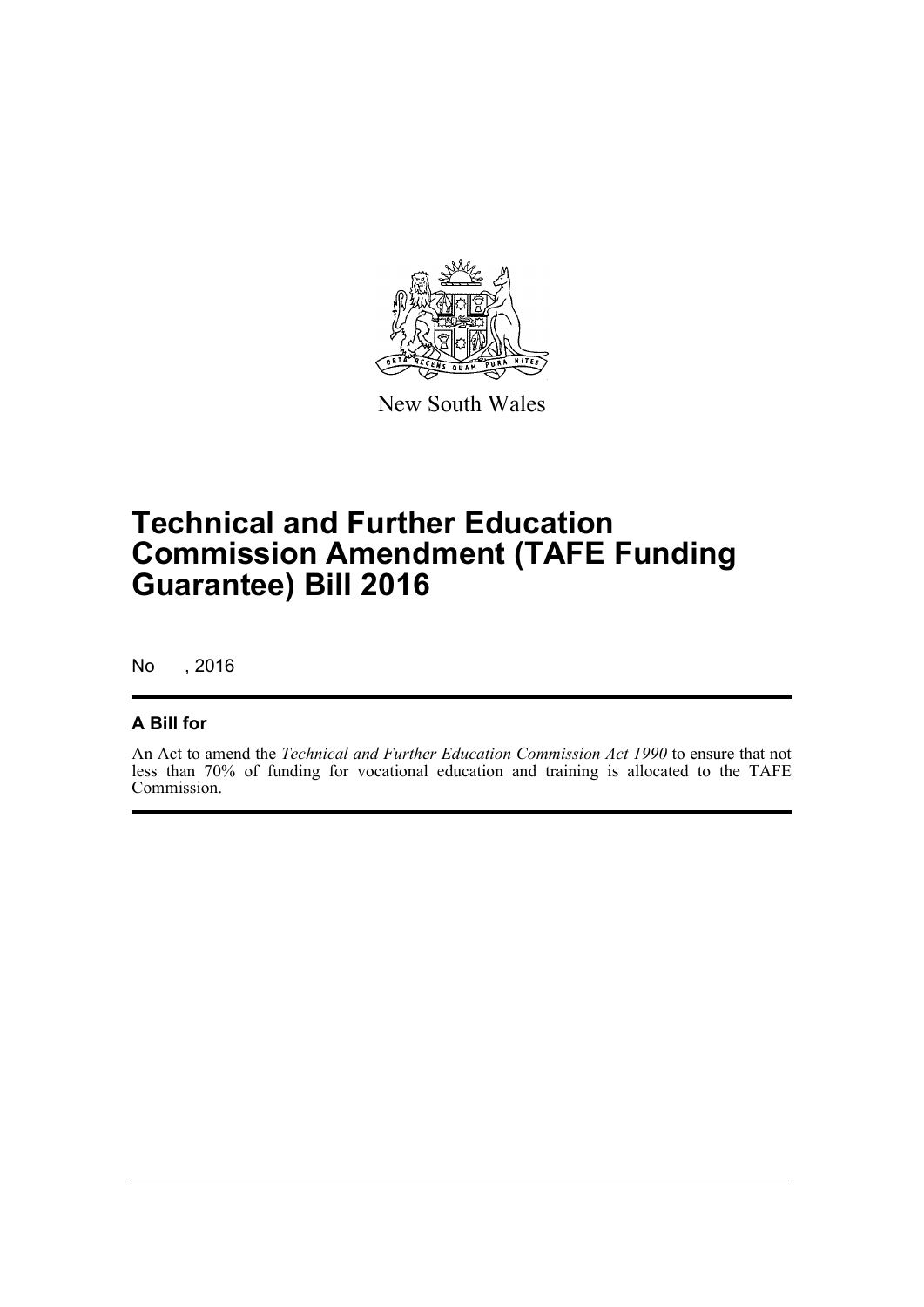New South Wales

# Technical and Further Education Commission Amendment (TAFE Funding Guarantee) Bill 2016

No , 2016

## A Bill for

An Act to amend the *Technical and Further Education Commission Act 1990* to ensure that not less than 70% of funding for vocational education and training is allocated to the TAFE Commission.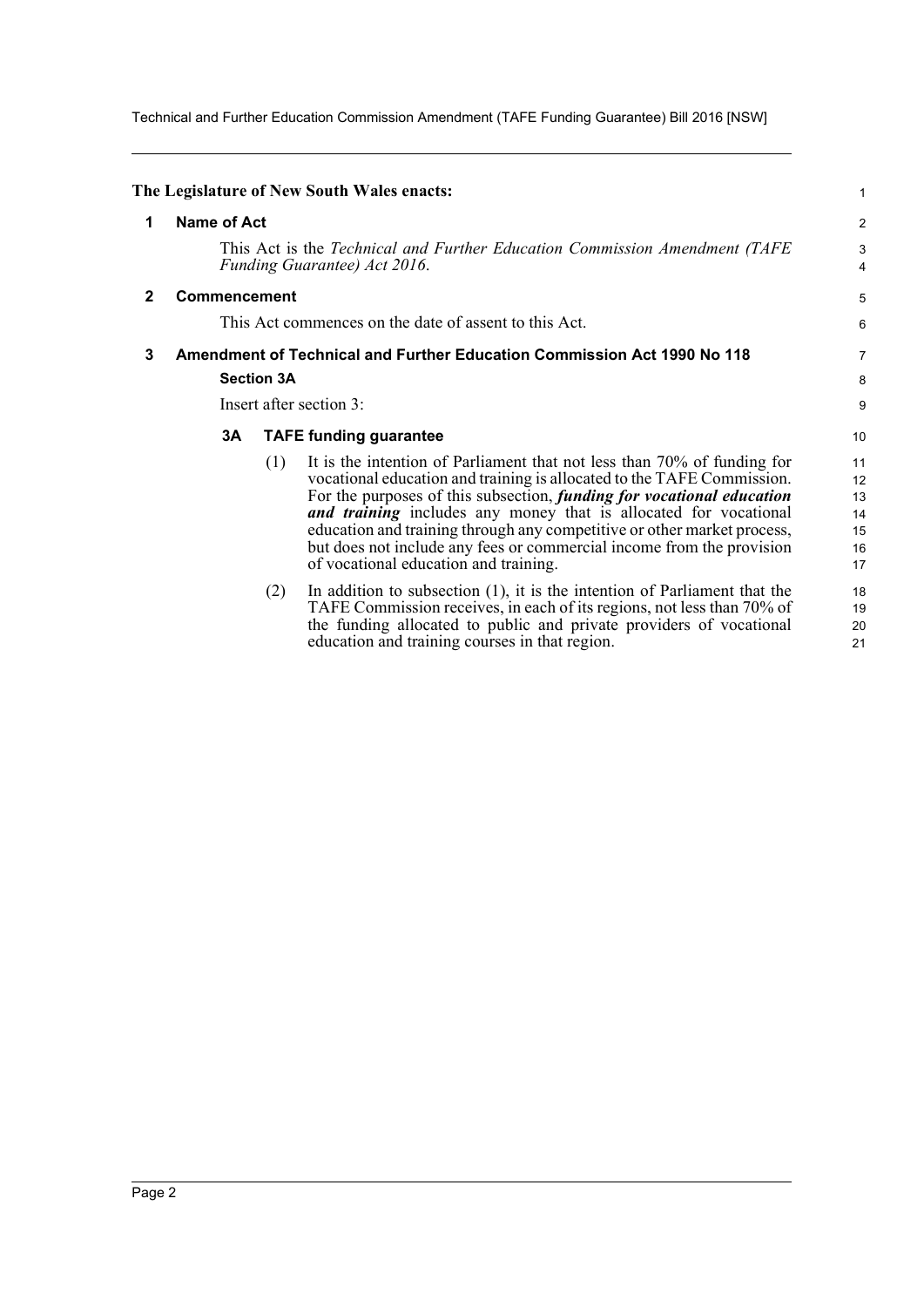**The Legislature of New South Wales enacts:**

## 1 Name of Act

This Act is the *Technical and Further Education Commission Amendment (TAFE Funding Guarantee) Act 2016*.

## 2 Commencement

This Act commences on the date of assent to this Act.

## 3 Amendment of Technical and Further Education Commission Act 1990 No 118

### Section 3A

Insert after section 3:

### 3A TAFE funding guarantee

(1) It is the intention of Parliament that not less than 70% of funding for vocational education and training is allocated to the TAFE Commission. For the purposes of this subsection, ***funding for vocational education and training*** includes any money that is allocated for vocational education and training through any competitive or other market process, but does not include any fees or commercial income from the provision of vocational education and training.

(2) In addition to subsection (1), it is the intention of Parliament that the TAFE Commission receives, in each of its regions, not less than 70% of the funding allocated to public and private providers of vocational education and training courses in that region.